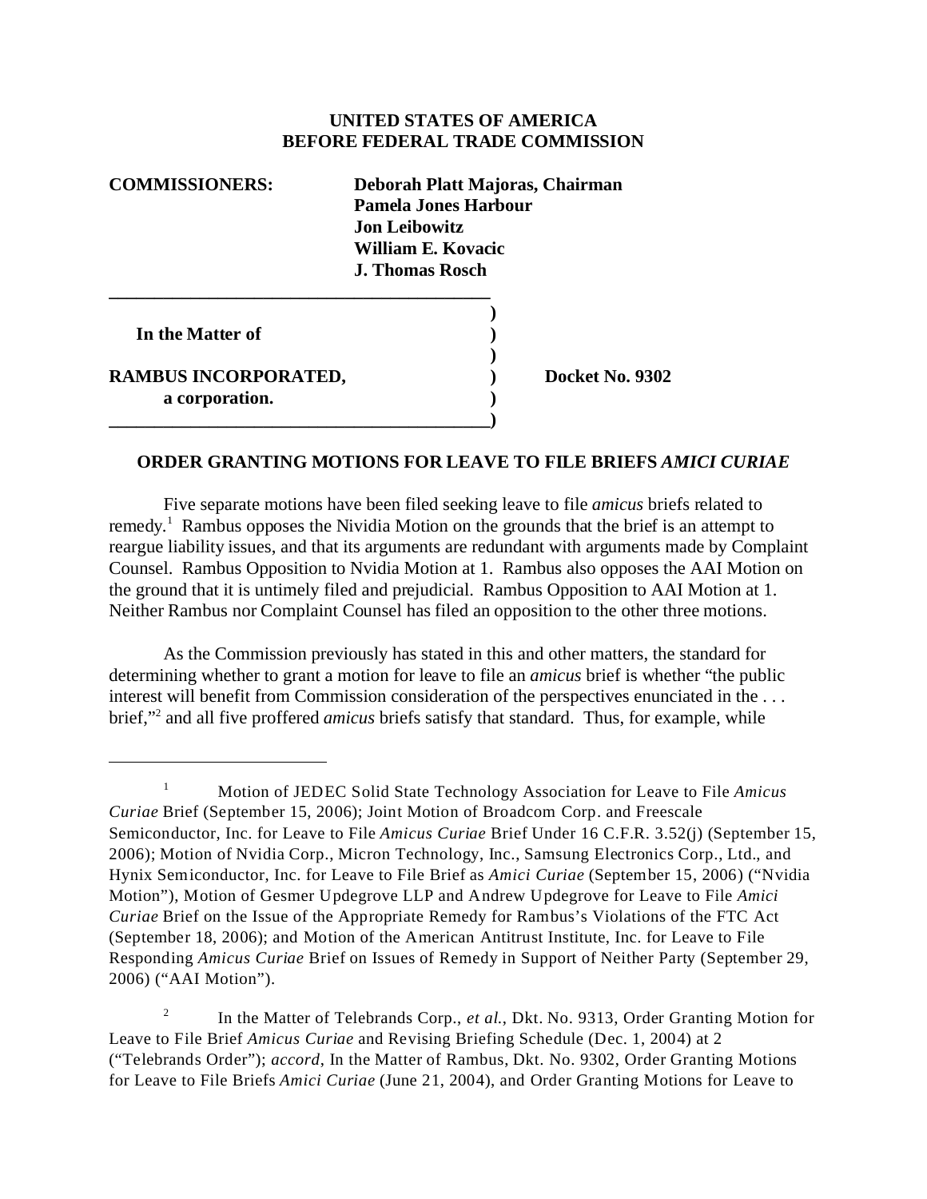**UNITED STATES OF AMERICA**
**BEFORE FEDERAL TRADE COMMISSION**

**COMMISSIONERS:** **Deborah Platt Majoras, Chairman**
**Pamela Jones Harbour**
**Jon Leibowitz**
**William E. Kovacic**
**J. Thomas Rosch**

| | | |
|---|---|---|
| **In the Matter of** | ) | |
| | ) | |
| **RAMBUS INCORPORATED,** | ) | **Docket No. 9302** |
| **a corporation.** | ) | |

## ORDER GRANTING MOTIONS FOR LEAVE TO FILE BRIEFS *AMICI CURIAE*

Five separate motions have been filed seeking leave to file *amicus* briefs related to remedy.[1] Rambus opposes the Nividia Motion on the grounds that the brief is an attempt to reargue liability issues, and that its arguments are redundant with arguments made by Complaint Counsel. Rambus Opposition to Nvdia Motion at 1. Rambus also opposes the AAI Motion on the ground that it is untimely filed and prejudicial. Rambus Opposition to AAI Motion at 1. Neither Rambus nor Complaint Counsel has filed an opposition to the other three motions.

As the Commission previously has stated in this and other matters, the standard for determining whether to grant a motion for leave to file an *amicus* brief is whether "the public interest will benefit from Commission consideration of the perspectives enunciated in the . . . brief,"[2] and all five proffered *amicus* briefs satisfy that standard. Thus, for example, while

---

[1] Motion of JEDEC Solid State Technology Association for Leave to File *Amicus Curiae* Brief (September 15, 2006); Joint Motion of Broadcom Corp. and Freescale Semiconductor, Inc. for Leave to File *Amicus Curiae* Brief Under 16 C.F.R. 3.52(j) (September 15, 2006); Motion of Nvidia Corp., Micron Technology, Inc., Samsung Electronics Corp., Ltd., and Hynix Semiconductor, Inc. for Leave to File Brief as *Amici Curiae* (September 15, 2006) ("Nvidia Motion"), Motion of Gesmer Updegrove LLP and Andrew Updegrove for Leave to File *Amici Curiae* Brief on the Issue of the Appropriate Remedy for Rambus's Violations of the FTC Act (September 18, 2006); and Motion of the American Antitrust Institute, Inc. for Leave to File Responding *Amicus Curiae* Brief on Issues of Remedy in Support of Neither Party (September 29, 2006) ("AAI Motion").

[2] In the Matter of Telebrands Corp., *et al.*, Dkt. No. 9313, Order Granting Motion for Leave to File Brief *Amicus Curiae* and Revising Briefing Schedule (Dec. 1, 2004) at 2 ("Telebrands Order"); *accord*, In the Matter of Rambus, Dkt. No. 9302, Order Granting Motions for Leave to File Briefs *Amici Curiae* (June 21, 2004), and Order Granting Motions for Leave to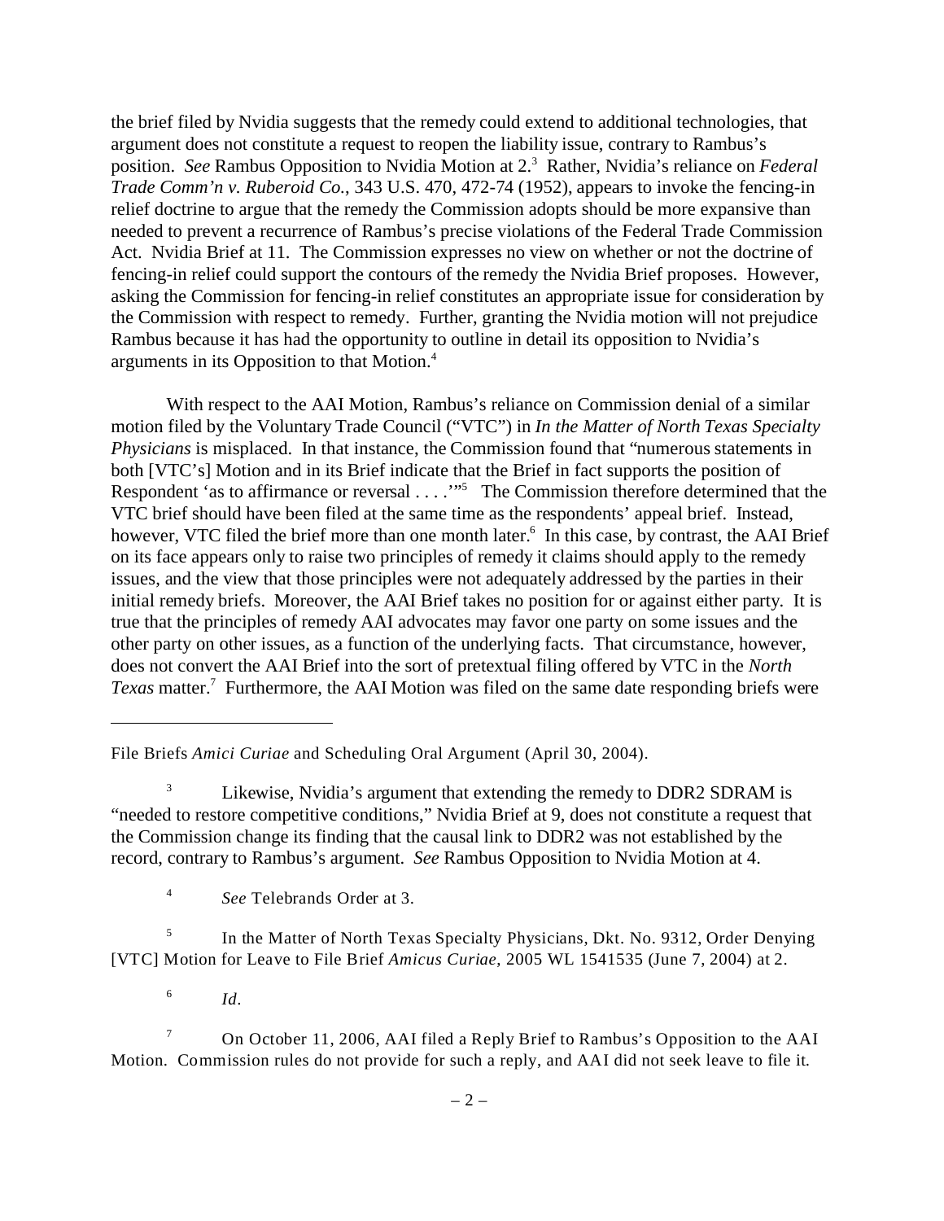the brief filed by Nvidia suggests that the remedy could extend to additional technologies, that argument does not constitute a request to reopen the liability issue, contrary to Rambus's position. *See* Rambus Opposition to Nvidia Motion at 2.[3] Rather, Nvidia's reliance on *Federal Trade Comm'n v. Ruberoid Co.*, 343 U.S. 470, 472-74 (1952), appears to invoke the fencing-in relief doctrine to argue that the remedy the Commission adopts should be more expansive than needed to prevent a recurrence of Rambus's precise violations of the Federal Trade Commission Act. Nvidia Brief at 11. The Commission expresses no view on whether or not the doctrine of fencing-in relief could support the contours of the remedy the Nvidia Brief proposes. However, asking the Commission for fencing-in relief constitutes an appropriate issue for consideration by the Commission with respect to remedy. Further, granting the Nvidia motion will not prejudice Rambus because it has had the opportunity to outline in detail its opposition to Nvidia's arguments in its Opposition to that Motion.[4]

With respect to the AAI Motion, Rambus's reliance on Commission denial of a similar motion filed by the Voluntary Trade Council ("VTC") in *In the Matter of North Texas Specialty Physicians* is misplaced. In that instance, the Commission found that "numerous statements in both [VTC's] Motion and in its Brief indicate that the Brief in fact supports the position of Respondent 'as to affirmance or reversal . . . .'"[5] The Commission therefore determined that the VTC brief should have been filed at the same time as the respondents' appeal brief. Instead, however, VTC filed the brief more than one month later.[6] In this case, by contrast, the AAI Brief on its face appears only to raise two principles of remedy it claims should apply to the remedy issues, and the view that those principles were not adequately addressed by the parties in their initial remedy briefs. Moreover, the AAI Brief takes no position for or against either party. It is true that the principles of remedy AAI advocates may favor one party on some issues and the other party on other issues, as a function of the underlying facts. That circumstance, however, does not convert the AAI Brief into the sort of pretextual filing offered by VTC in the *North Texas* matter.[7] Furthermore, the AAI Motion was filed on the same date responding briefs were

---

File Briefs *Amici Curiae* and Scheduling Oral Argument (April 30, 2004).

[3] Likewise, Nvidia's argument that extending the remedy to DDR2 SDRAM is "needed to restore competitive conditions," Nvidia Brief at 9, does not constitute a request that the Commission change its finding that the causal link to DDR2 was not established by the record, contrary to Rambus's argument. *See* Rambus Opposition to Nvidia Motion at 4.

[4] *See* Telebrands Order at 3.

[5] In the Matter of North Texas Specialty Physicians, Dkt. No. 9312, Order Denying [VTC] Motion for Leave to File Brief *Amicus Curiae*, 2005 WL 1541535 (June 7, 2004) at 2.

[6] *Id*.

[7] On October 11, 2006, AAI filed a Reply Brief to Rambus's Opposition to the AAI Motion. Commission rules do not provide for such a reply, and AAI did not seek leave to file it.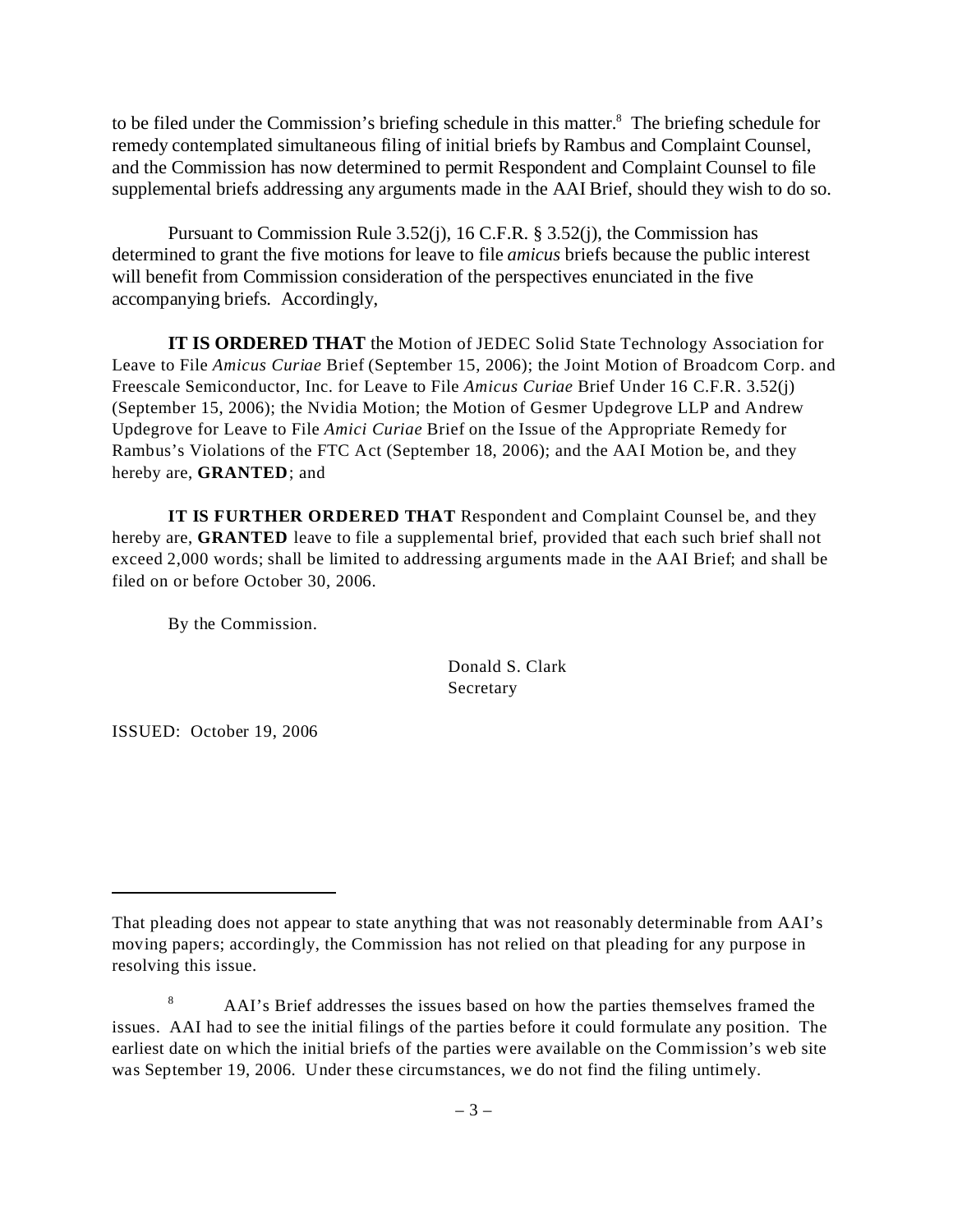to be filed under the Commission's briefing schedule in this matter.[8] The briefing schedule for remedy contemplated simultaneous filing of initial briefs by Rambus and Complaint Counsel, and the Commission has now determined to permit Respondent and Complaint Counsel to file supplemental briefs addressing any arguments made in the AAI Brief, should they wish to do so.

Pursuant to Commission Rule 3.52(j), 16 C.F.R. § 3.52(j), the Commission has determined to grant the five motions for leave to file *amicus* briefs because the public interest will benefit from Commission consideration of the perspectives enunciated in the five accompanying briefs. Accordingly,

**IT IS ORDERED THAT** the Motion of JEDEC Solid State Technology Association for Leave to File *Amicus Curiae* Brief (September 15, 2006); the Joint Motion of Broadcom Corp. and Freescale Semiconductor, Inc. for Leave to File *Amicus Curiae* Brief Under 16 C.F.R. 3.52(j) (September 15, 2006); the Nvidia Motion; the Motion of Gesmer Updegrove LLP and Andrew Updegrove for Leave to File *Amici Curiae* Brief on the Issue of the Appropriate Remedy for Rambus's Violations of the FTC Act (September 18, 2006); and the AAI Motion be, and they hereby are, **GRANTED**; and

**IT IS FURTHER ORDERED THAT** Respondent and Complaint Counsel be, and they hereby are, **GRANTED** leave to file a supplemental brief, provided that each such brief shall not exceed 2,000 words; shall be limited to addressing arguments made in the AAI Brief; and shall be filed on or before October 30, 2006.

By the Commission.

Donald S. Clark
Secretary

ISSUED: October 19, 2006

---

That pleading does not appear to state anything that was not reasonably determinable from AAI's moving papers; accordingly, the Commission has not relied on that pleading for any purpose in resolving this issue.

[8] AAI's Brief addresses the issues based on how the parties themselves framed the issues. AAI had to see the initial filings of the parties before it could formulate any position. The earliest date on which the initial briefs of the parties were available on the Commission's web site was September 19, 2006. Under these circumstances, we do not find the filing untimely.